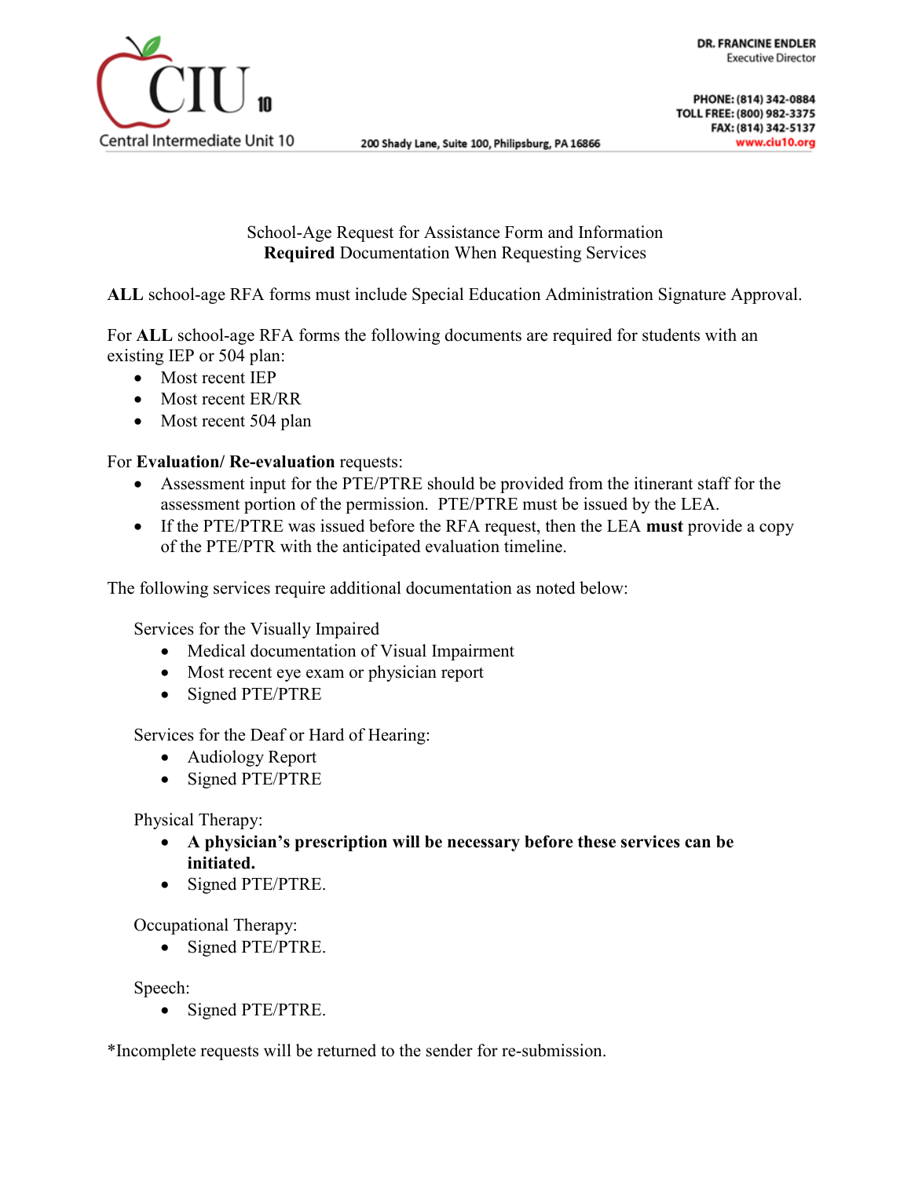Central Intermediate Unit 10

200 Shady Lane, Suite 100, Philipsburg, PA 16866

**DR. FRANCINE ENDLER**
Executive Director

**PHONE:** (814) 342-0884
**TOLL FREE:** (800) 982-3375
**FAX:** (814) 342-5137
www.ciu10.org

School-Age Request for Assistance Form and Information
**Required** Documentation When Requesting Services

**ALL** school-age RFA forms must include Special Education Administration Signature Approval.

For **ALL** school-age RFA forms the following documents are required for students with an existing IEP or 504 plan:

- Most recent IEP
- Most recent ER/RR
- Most recent 504 plan

For **Evaluation/ Re-evaluation** requests:

- Assessment input for the PTE/PTRE should be provided from the itinerant staff for the assessment portion of the permission. PTE/PTRE must be issued by the LEA.
- If the PTE/PTRE was issued before the RFA request, then the LEA **must** provide a copy of the PTE/PTR with the anticipated evaluation timeline.

The following services require additional documentation as noted below:

Services for the Visually Impaired

- Medical documentation of Visual Impairment
- Most recent eye exam or physician report
- Signed PTE/PTRE

Services for the Deaf or Hard of Hearing:

- Audiology Report
- Signed PTE/PTRE

Physical Therapy:

- **A physician's prescription will be necessary before these services can be initiated.**
- Signed PTE/PTRE.

Occupational Therapy:

- Signed PTE/PTRE.

Speech:

- Signed PTE/PTRE.

*Incomplete requests will be returned to the sender for re-submission.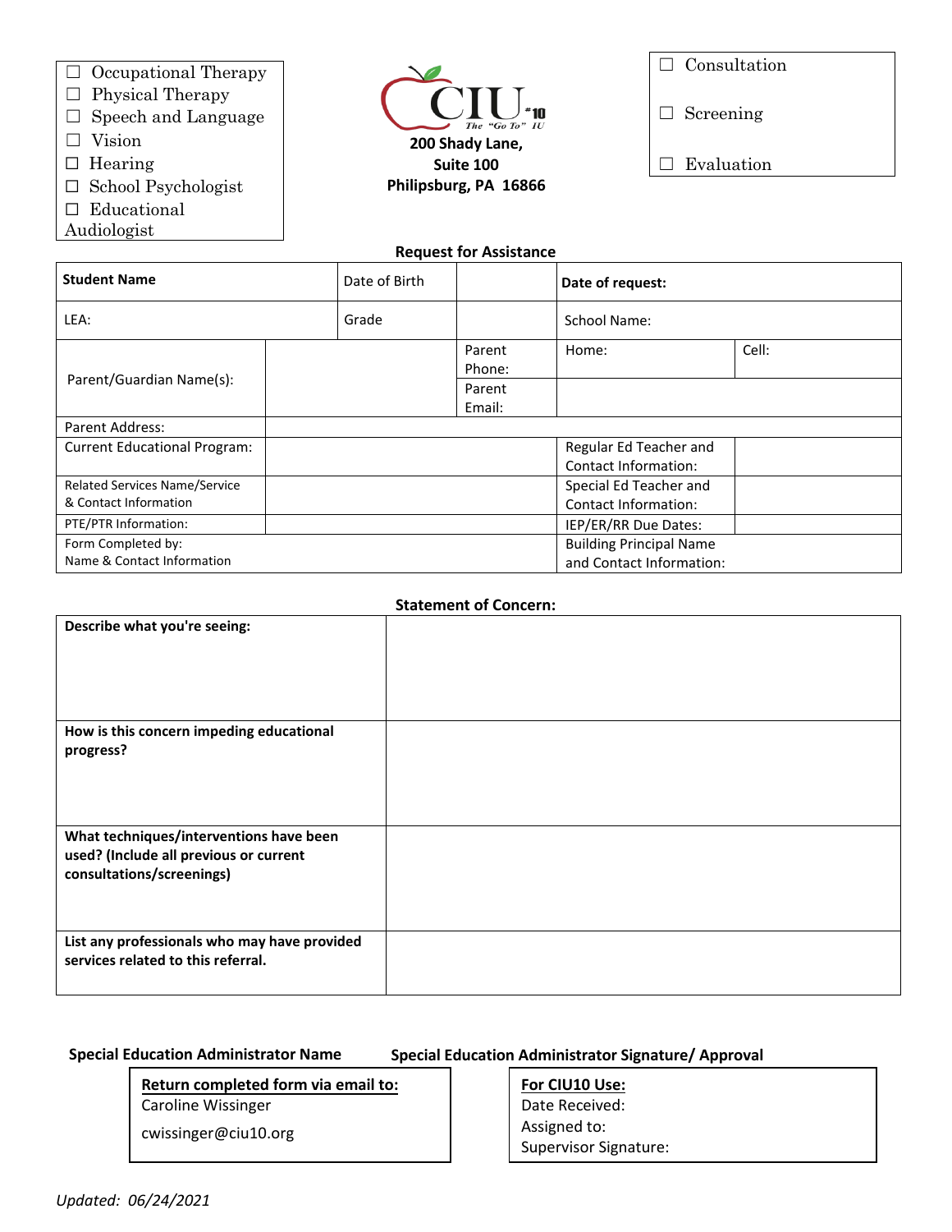☐ Occupational Therapy
☐ Physical Therapy
☐ Speech and Language
☐ Vision
☐ Hearing
☐ School Psychologist
☐ Educational Audiologist

CIU #10 The "Go To" IU
**200 Shady Lane,**
**Suite 100**
**Philipsburg, PA 16866**

☐ Consultation

☐ Screening

☐ Evaluation

## Request for Assistance

| **Student Name** | | Date of Birth | | **Date of request:** | |
|---|---|---|---|---|---|
| LEA: | | Grade | | School Name: | |
| Parent/Guardian Name(s): | | | Parent Phone: | Home: | Cell: |
| | | | Parent Email: | | |
| Parent Address: | | | | | |
| Current Educational Program: | | | | Regular Ed Teacher and Contact Information: | |
| Related Services Name/Service & Contact Information | | | | Special Ed Teacher and Contact Information: | |
| PTE/PTR Information: | | | | IEP/ER/RR Due Dates: | |
| Form Completed by: Name & Contact Information | | | | Building Principal Name and Contact Information: | |

## Statement of Concern:

| | |
|---|---|
| **Describe what you're seeing:** | |
| **How is this concern impeding educational progress?** | |
| **What techniques/interventions have been used? (Include all previous or current consultations/screenings)** | |
| **List any professionals who may have provided services related to this referral.** | |

**Special Education Administrator Name** **Special Education Administrator Signature/ Approval**

**Return completed form via email to:**
Caroline Wissinger
cwissinger@ciu10.org

**For CIU10 Use:**
Date Received:
Assigned to:
Supervisor Signature:

*Updated: 06/24/2021*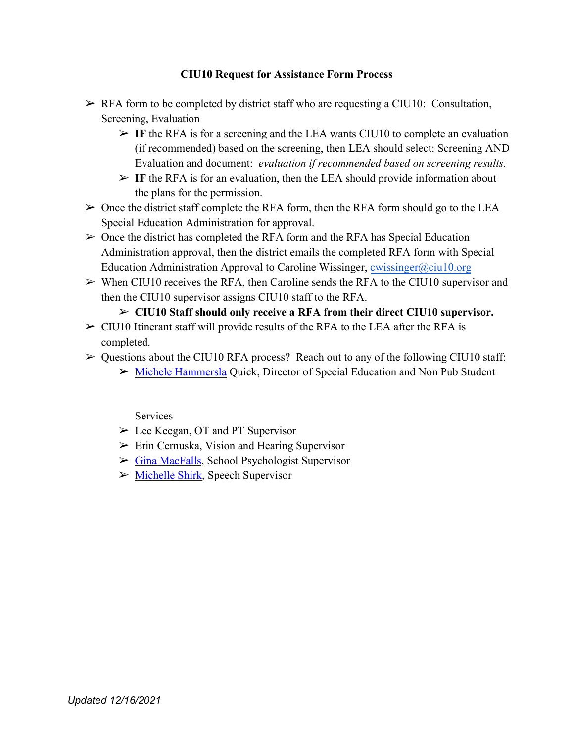### CIU10 Request for Assistance Form Process

- RFA form to be completed by district staff who are requesting a CIU10: Consultation, Screening, Evaluation
  - **IF** the RFA is for a screening and the LEA wants CIU10 to complete an evaluation (if recommended) based on the screening, then LEA should select: Screening AND Evaluation and document: *evaluation if recommended based on screening results.*
  - **IF** the RFA is for an evaluation, then the LEA should provide information about the plans for the permission.
- Once the district staff complete the RFA form, then the RFA form should go to the LEA Special Education Administration for approval.
- Once the district has completed the RFA form and the RFA has Special Education Administration approval, then the district emails the completed RFA form with Special Education Administration Approval to Caroline Wissinger, cwissinger@ciu10.org
- When CIU10 receives the RFA, then Caroline sends the RFA to the CIU10 supervisor and then the CIU10 supervisor assigns CIU10 staff to the RFA.
  - **CIU10 Staff should only receive a RFA from their direct CIU10 supervisor.**
- CIU10 Itinerant staff will provide results of the RFA to the LEA after the RFA is completed.
- Questions about the CIU10 RFA process? Reach out to any of the following CIU10 staff:
  - Michele Hammersla Quick, Director of Special Education and Non Pub Student Services
  - Lee Keegan, OT and PT Supervisor
  - Erin Cernuska, Vision and Hearing Supervisor
  - Gina MacFalls, School Psychologist Supervisor
  - Michelle Shirk, Speech Supervisor

*Updated 12/16/2021*